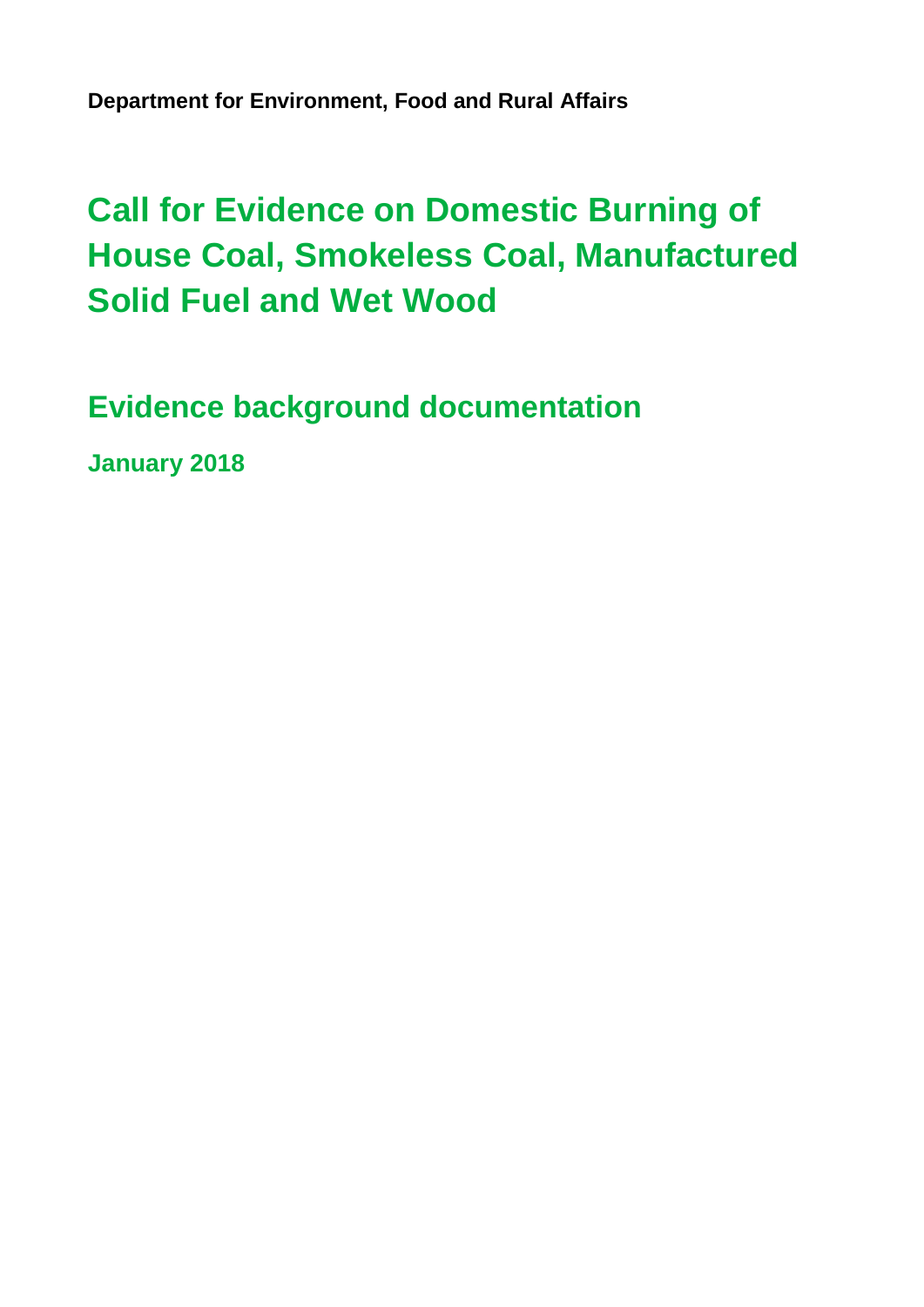**Department for Environment, Food and Rural Affairs**

# Call for Evidence on Domestic Burning of House Coal, Smokeless Coal, Manufactured Solid Fuel and Wet Wood

## Evidence background documentation

### January 2018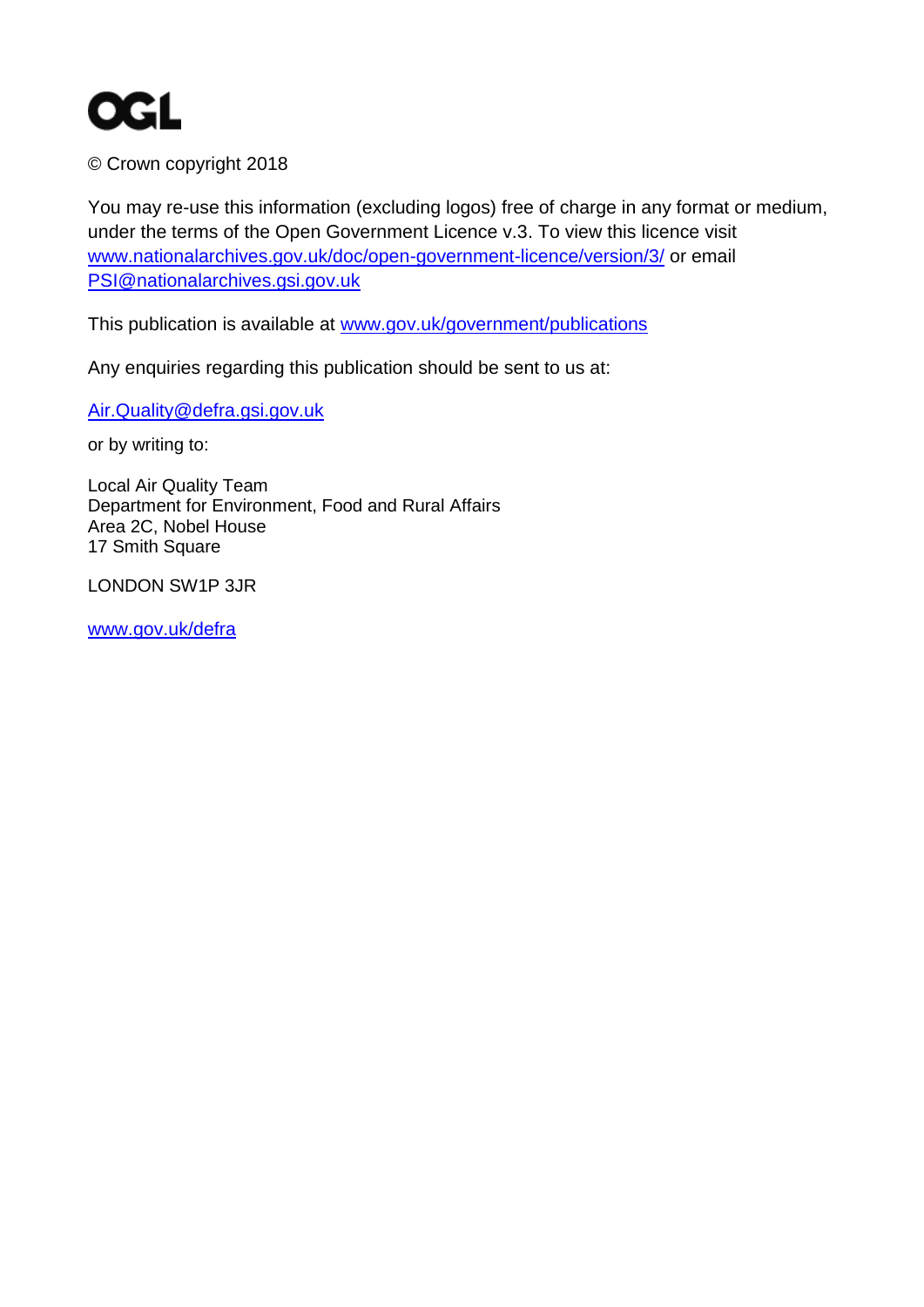© Crown copyright 2018

You may re-use this information (excluding logos) free of charge in any format or medium, under the terms of the Open Government Licence v.3. To view this licence visit www.nationalarchives.gov.uk/doc/open-government-licence/version/3/ or email PSI@nationalarchives.gsi.gov.uk

This publication is available at www.gov.uk/government/publications

Any enquiries regarding this publication should be sent to us at:

Air.Quality@defra.gsi.gov.uk

or by writing to:

Local Air Quality Team
Department for Environment, Food and Rural Affairs
Area 2C, Nobel House
17 Smith Square

LONDON SW1P 3JR

www.gov.uk/defra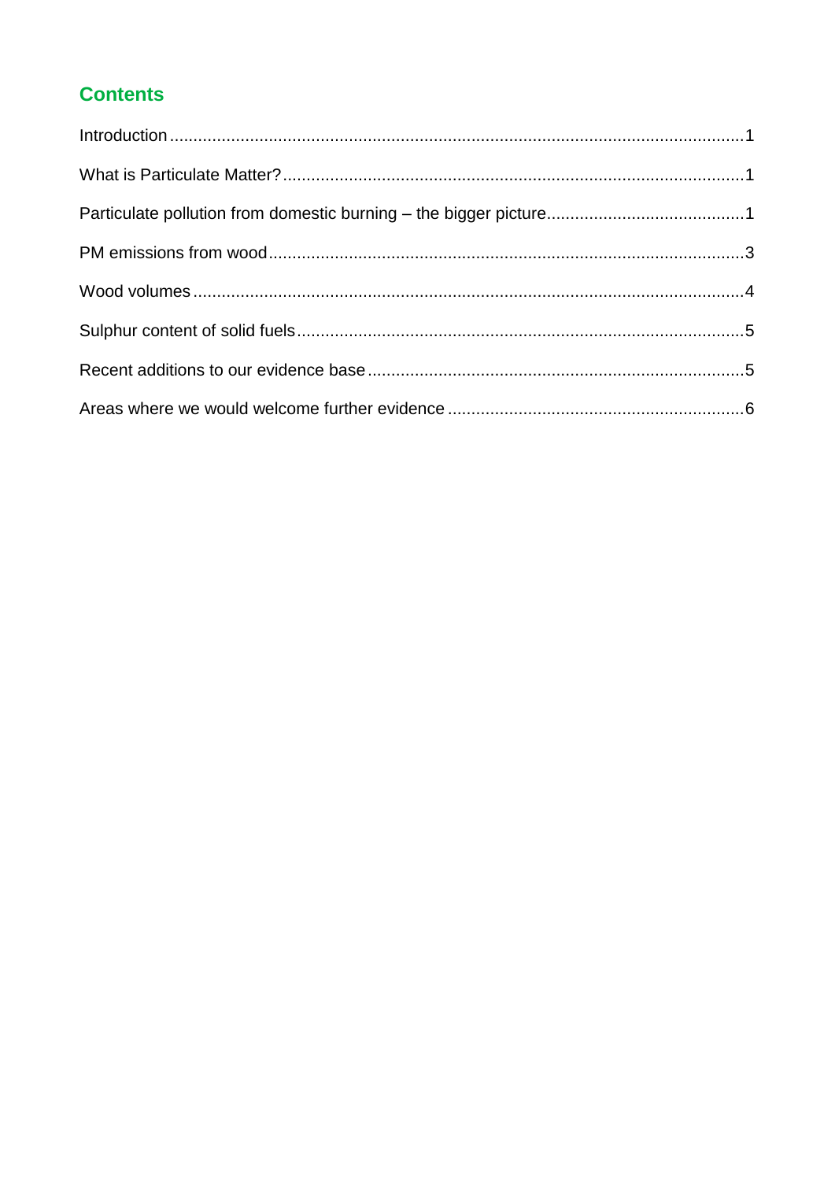## Contents

Introduction ........................................................................................................................1

What is Particulate Matter? .................................................................................................1

Particulate pollution from domestic burning – the bigger picture .........................................1

PM emissions from wood ....................................................................................................3

Wood volumes ....................................................................................................................4

Sulphur content of solid fuels ..............................................................................................5

Recent additions to our evidence base ...............................................................................5

Areas where we would welcome further evidence ..............................................................6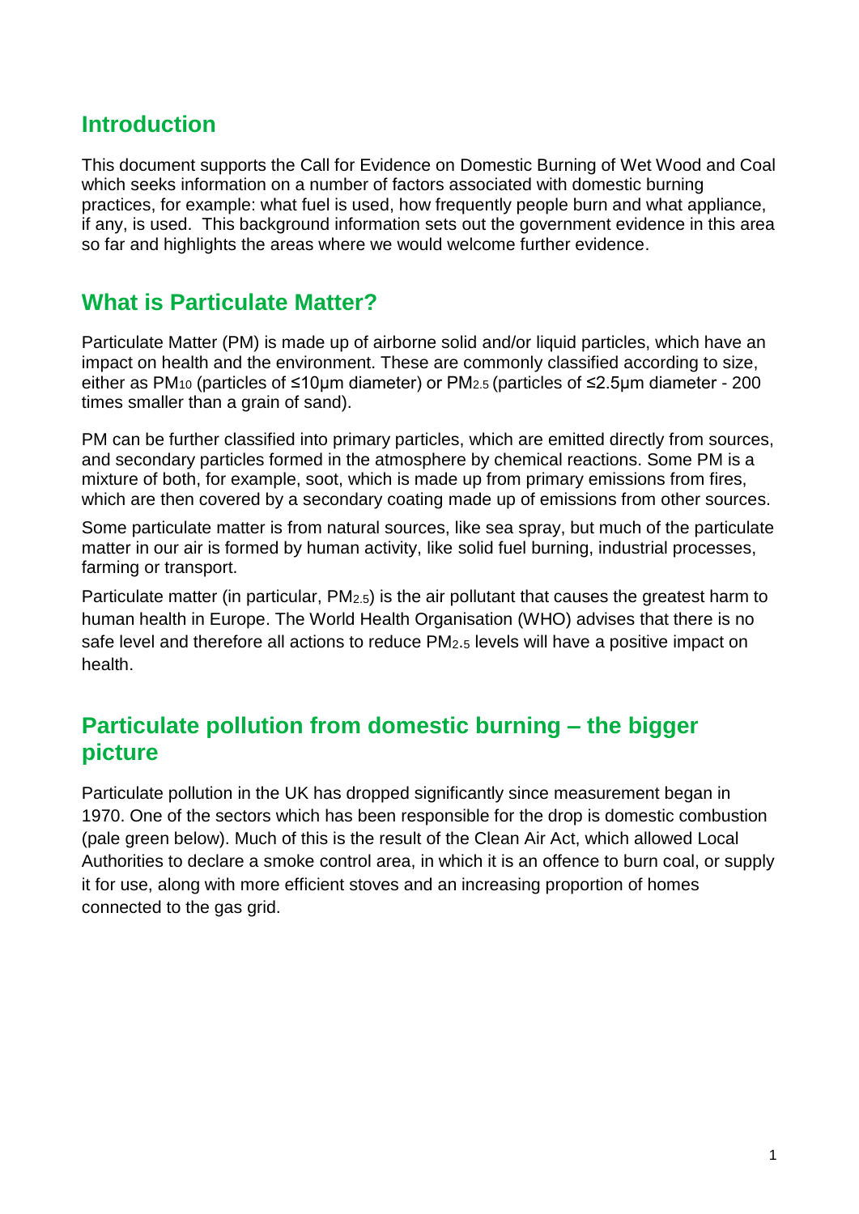## Introduction

This document supports the Call for Evidence on Domestic Burning of Wet Wood and Coal which seeks information on a number of factors associated with domestic burning practices, for example: what fuel is used, how frequently people burn and what appliance, if any, is used. This background information sets out the government evidence in this area so far and highlights the areas where we would welcome further evidence.

## What is Particulate Matter?

Particulate Matter (PM) is made up of airborne solid and/or liquid particles, which have an impact on health and the environment. These are commonly classified according to size, either as $PM_{10}$ (particles of ≤10μm diameter) or $PM_{2.5}$ (particles of ≤2.5μm diameter - 200 times smaller than a grain of sand).

PM can be further classified into primary particles, which are emitted directly from sources, and secondary particles formed in the atmosphere by chemical reactions. Some PM is a mixture of both, for example, soot, which is made up from primary emissions from fires, which are then covered by a secondary coating made up of emissions from other sources.

Some particulate matter is from natural sources, like sea spray, but much of the particulate matter in our air is formed by human activity, like solid fuel burning, industrial processes, farming or transport.

Particulate matter (in particular, $PM_{2.5}$) is the air pollutant that causes the greatest harm to human health in Europe. The World Health Organisation (WHO) advises that there is no safe level and therefore all actions to reduce $PM_{2.5}$ levels will have a positive impact on health.

## Particulate pollution from domestic burning – the bigger picture

Particulate pollution in the UK has dropped significantly since measurement began in 1970. One of the sectors which has been responsible for the drop is domestic combustion (pale green below). Much of this is the result of the Clean Air Act, which allowed Local Authorities to declare a smoke control area, in which it is an offence to burn coal, or supply it for use, along with more efficient stoves and an increasing proportion of homes connected to the gas grid.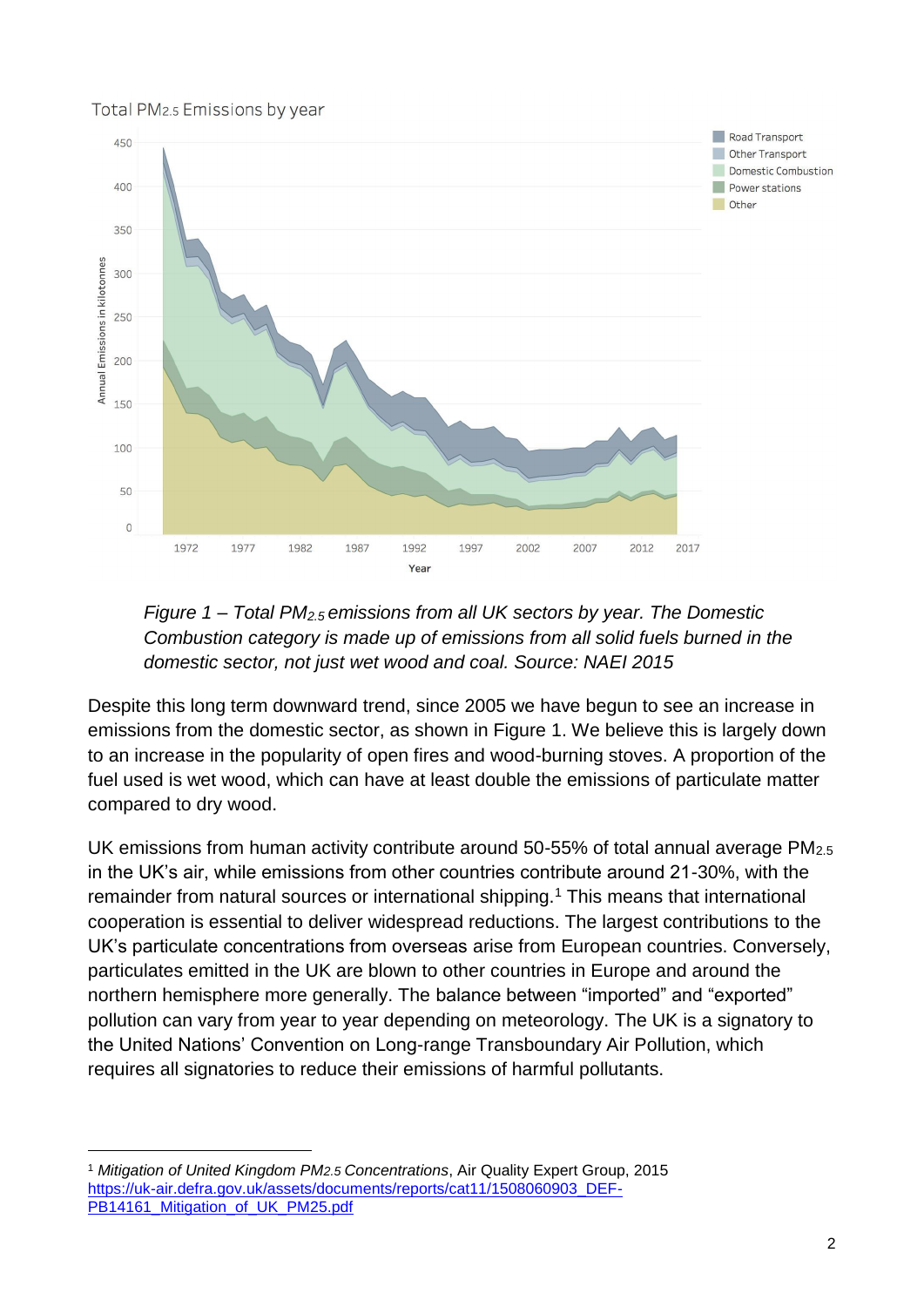*Figure 1 – Total $PM_{2.5}$ emissions from all UK sectors by year. The Domestic Combustion category is made up of emissions from all solid fuels burned in the domestic sector, not just wet wood and coal. Source: NAEI 2015*

Despite this long term downward trend, since 2005 we have begun to see an increase in emissions from the domestic sector, as shown in Figure 1. We believe this is largely down to an increase in the popularity of open fires and wood-burning stoves. A proportion of the fuel used is wet wood, which can have at least double the emissions of particulate matter compared to dry wood.

UK emissions from human activity contribute around 50-55% of total annual average $PM_{2.5}$ in the UK's air, while emissions from other countries contribute around 21-30%, with the remainder from natural sources or international shipping.[1] This means that international cooperation is essential to deliver widespread reductions. The largest contributions to the UK's particulate concentrations from overseas arise from European countries. Conversely, particulates emitted in the UK are blown to other countries in Europe and around the northern hemisphere more generally. The balance between "imported" and "exported" pollution can vary from year to year depending on meteorology. The UK is a signatory to the United Nations' Convention on Long-range Transboundary Air Pollution, which requires all signatories to reduce their emissions of harmful pollutants.

---

[1] *Mitigation of United Kingdom $PM_{2.5}$ Concentrations*, Air Quality Expert Group, 2015 https://uk-air.defra.gov.uk/assets/documents/reports/cat11/1508060903_DEF-PB14161_Mitigation_of_UK_PM25.pdf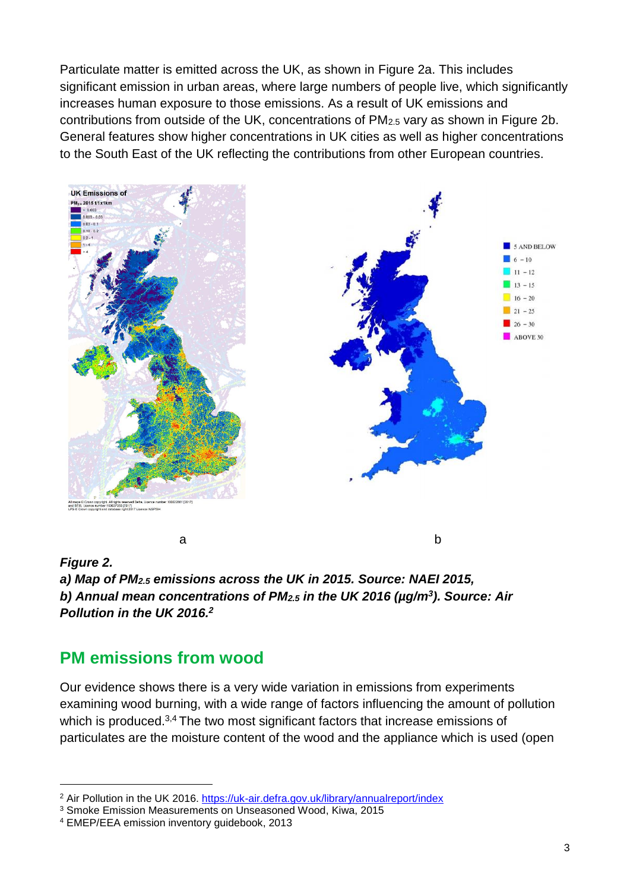Particulate matter is emitted across the UK, as shown in Figure 2a. This includes significant emission in urban areas, where large numbers of people live, which significantly increases human exposure to those emissions. As a result of UK emissions and contributions from outside of the UK, concentrations of $PM_{2.5}$ vary as shown in Figure 2b. General features show higher concentrations in UK cities as well as higher concentrations to the South East of the UK reflecting the contributions from other European countries.

a                                                                 b

***Figure 2.***
***a) Map of $PM_{2.5}$ emissions across the UK in 2015. Source: NAEI 2015,***
***b) Annual mean concentrations of $PM_{2.5}$ in the UK 2016 ($\mu g/m^3$). Source: Air Pollution in the UK 2016.[2]***

## PM emissions from wood

Our evidence shows there is a very wide variation in emissions from experiments examining wood burning, with a wide range of factors influencing the amount of pollution which is produced.[3,4] The two most significant factors that increase emissions of particulates are the moisture content of the wood and the appliance which is used (open

---

[2] Air Pollution in the UK 2016. https://uk-air.defra.gov.uk/library/annualreport/index
[3] Smoke Emission Measurements on Unseasoned Wood, Kiwa, 2015
[4] EMEP/EEA emission inventory guidebook, 2013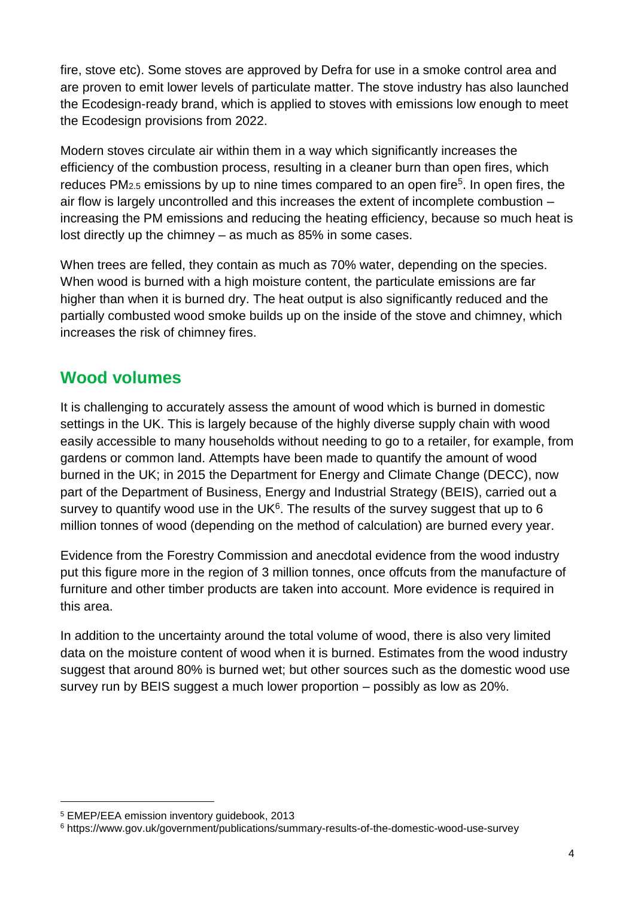fire, stove etc). Some stoves are approved by Defra for use in a smoke control area and are proven to emit lower levels of particulate matter. The stove industry has also launched the Ecodesign-ready brand, which is applied to stoves with emissions low enough to meet the Ecodesign provisions from 2022.

Modern stoves circulate air within them in a way which significantly increases the efficiency of the combustion process, resulting in a cleaner burn than open fires, which reduces $PM_{2.5}$ emissions by up to nine times compared to an open fire[5]. In open fires, the air flow is largely uncontrolled and this increases the extent of incomplete combustion – increasing the PM emissions and reducing the heating efficiency, because so much heat is lost directly up the chimney – as much as 85% in some cases.

When trees are felled, they contain as much as 70% water, depending on the species. When wood is burned with a high moisture content, the particulate emissions are far higher than when it is burned dry. The heat output is also significantly reduced and the partially combusted wood smoke builds up on the inside of the stove and chimney, which increases the risk of chimney fires.

## Wood volumes

It is challenging to accurately assess the amount of wood which is burned in domestic settings in the UK. This is largely because of the highly diverse supply chain with wood easily accessible to many households without needing to go to a retailer, for example, from gardens or common land. Attempts have been made to quantify the amount of wood burned in the UK; in 2015 the Department for Energy and Climate Change (DECC), now part of the Department of Business, Energy and Industrial Strategy (BEIS), carried out a survey to quantify wood use in the UK[6]. The results of the survey suggest that up to 6 million tonnes of wood (depending on the method of calculation) are burned every year.

Evidence from the Forestry Commission and anecdotal evidence from the wood industry put this figure more in the region of 3 million tonnes, once offcuts from the manufacture of furniture and other timber products are taken into account. More evidence is required in this area.

In addition to the uncertainty around the total volume of wood, there is also very limited data on the moisture content of wood when it is burned. Estimates from the wood industry suggest that around 80% is burned wet; but other sources such as the domestic wood use survey run by BEIS suggest a much lower proportion – possibly as low as 20%.

---

[5] EMEP/EEA emission inventory guidebook, 2013

[6] https://www.gov.uk/government/publications/summary-results-of-the-domestic-wood-use-survey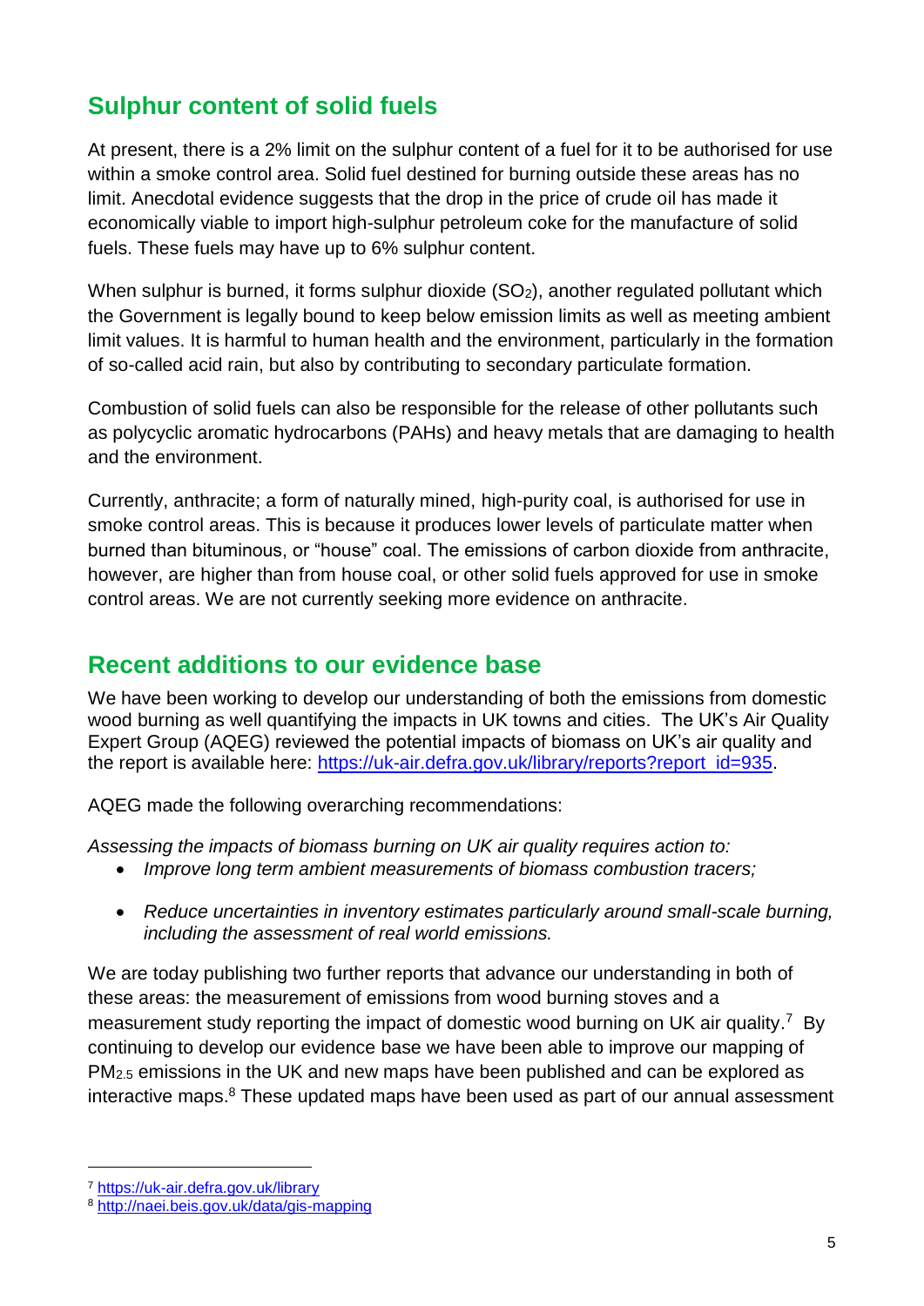## Sulphur content of solid fuels

At present, there is a 2% limit on the sulphur content of a fuel for it to be authorised for use within a smoke control area. Solid fuel destined for burning outside these areas has no limit. Anecdotal evidence suggests that the drop in the price of crude oil has made it economically viable to import high-sulphur petroleum coke for the manufacture of solid fuels. These fuels may have up to 6% sulphur content.

When sulphur is burned, it forms sulphur dioxide ($SO_2$), another regulated pollutant which the Government is legally bound to keep below emission limits as well as meeting ambient limit values. It is harmful to human health and the environment, particularly in the formation of so-called acid rain, but also by contributing to secondary particulate formation.

Combustion of solid fuels can also be responsible for the release of other pollutants such as polycyclic aromatic hydrocarbons (PAHs) and heavy metals that are damaging to health and the environment.

Currently, anthracite; a form of naturally mined, high-purity coal, is authorised for use in smoke control areas. This is because it produces lower levels of particulate matter when burned than bituminous, or "house" coal. The emissions of carbon dioxide from anthracite, however, are higher than from house coal, or other solid fuels approved for use in smoke control areas. We are not currently seeking more evidence on anthracite.

## Recent additions to our evidence base

We have been working to develop our understanding of both the emissions from domestic wood burning as well quantifying the impacts in UK towns and cities. The UK's Air Quality Expert Group (AQEG) reviewed the potential impacts of biomass on UK's air quality and the report is available here: https://uk-air.defra.gov.uk/library/reports?report_id=935.

AQEG made the following overarching recommendations:

*Assessing the impacts of biomass burning on UK air quality requires action to:*

- *Improve long term ambient measurements of biomass combustion tracers;*
- *Reduce uncertainties in inventory estimates particularly around small-scale burning, including the assessment of real world emissions.*

We are today publishing two further reports that advance our understanding in both of these areas: the measurement of emissions from wood burning stoves and a measurement study reporting the impact of domestic wood burning on UK air quality.[7] By continuing to develop our evidence base we have been able to improve our mapping of $PM_{2.5}$ emissions in the UK and new maps have been published and can be explored as interactive maps.[8] These updated maps have been used as part of our annual assessment

[7] https://uk-air.defra.gov.uk/library

[8] http://naei.beis.gov.uk/data/gis-mapping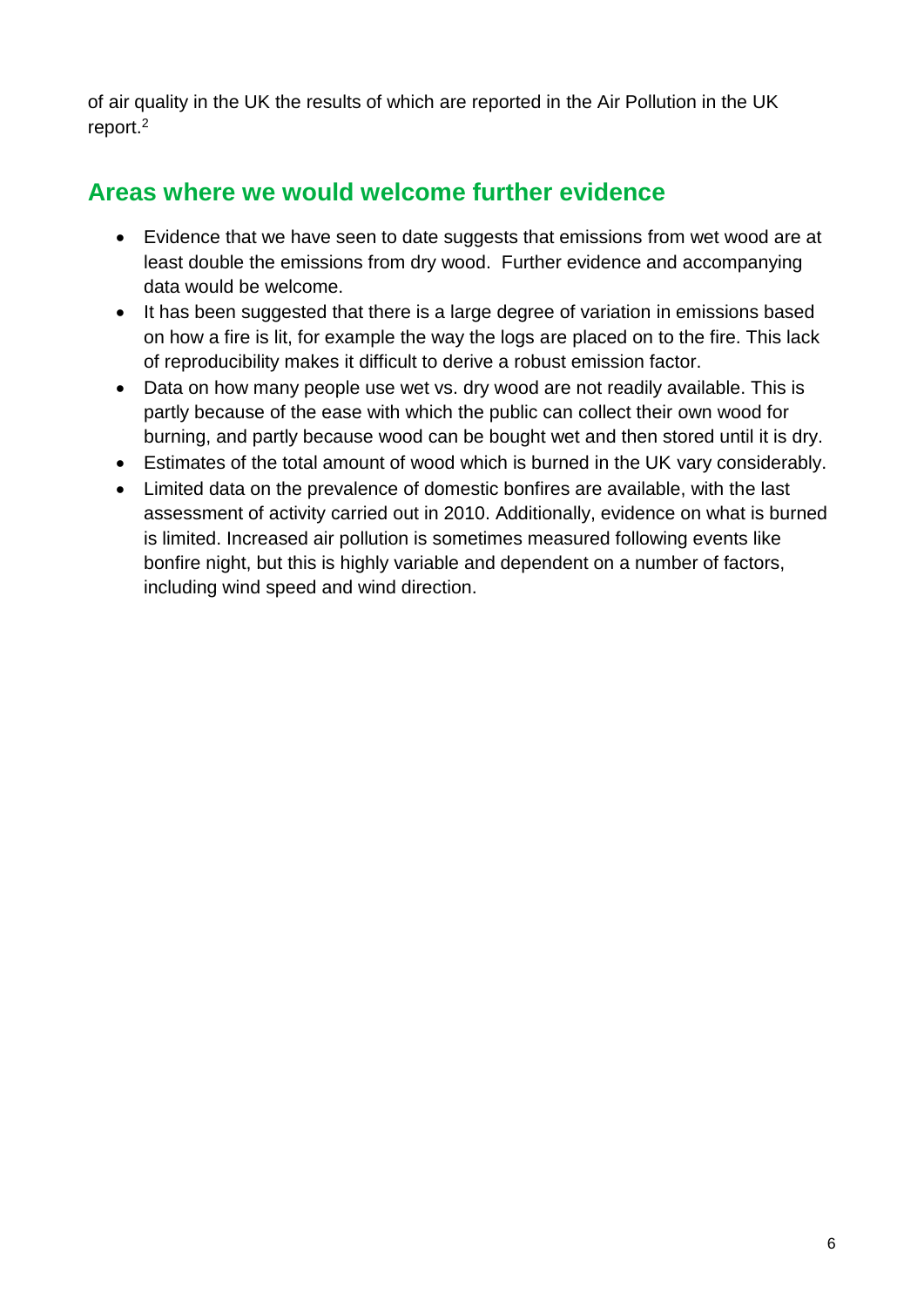of air quality in the UK the results of which are reported in the Air Pollution in the UK report.[2]

## Areas where we would welcome further evidence

- Evidence that we have seen to date suggests that emissions from wet wood are at least double the emissions from dry wood.  Further evidence and accompanying data would be welcome.
- It has been suggested that there is a large degree of variation in emissions based on how a fire is lit, for example the way the logs are placed on to the fire. This lack of reproducibility makes it difficult to derive a robust emission factor.
- Data on how many people use wet vs. dry wood are not readily available. This is partly because of the ease with which the public can collect their own wood for burning, and partly because wood can be bought wet and then stored until it is dry.
- Estimates of the total amount of wood which is burned in the UK vary considerably.
- Limited data on the prevalence of domestic bonfires are available, with the last assessment of activity carried out in 2010. Additionally, evidence on what is burned is limited. Increased air pollution is sometimes measured following events like bonfire night, but this is highly variable and dependent on a number of factors, including wind speed and wind direction.